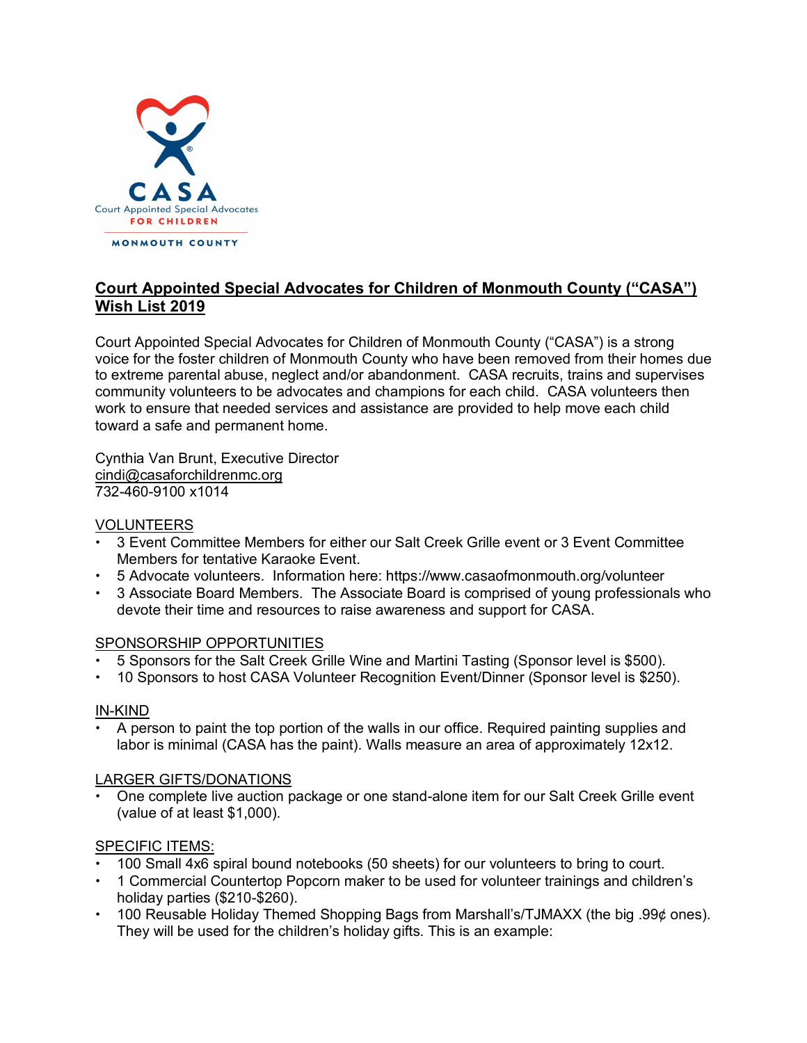# Court Appointed Special Advocates for Children of Monmouth County ("CASA") Wish List 2019

Court Appointed Special Advocates for Children of Monmouth County ("CASA") is a strong voice for the foster children of Monmouth County who have been removed from their homes due to extreme parental abuse, neglect and/or abandonment. CASA recruits, trains and supervises community volunteers to be advocates and champions for each child. CASA volunteers then work to ensure that needed services and assistance are provided to help move each child toward a safe and permanent home.

Cynthia Van Brunt, Executive Director
cindi@casaforchildrenmc.org
732-460-9100 x1014

## VOLUNTEERS

- 3 Event Committee Members for either our Salt Creek Grille event or 3 Event Committee Members for tentative Karaoke Event.
- 5 Advocate volunteers. Information here: https://www.casaofmonmouth.org/volunteer
- 3 Associate Board Members. The Associate Board is comprised of young professionals who devote their time and resources to raise awareness and support for CASA.

## SPONSORSHIP OPPORTUNITIES

- 5 Sponsors for the Salt Creek Grille Wine and Martini Tasting (Sponsor level is $500).
- 10 Sponsors to host CASA Volunteer Recognition Event/Dinner (Sponsor level is $250).

## IN-KIND

- A person to paint the top portion of the walls in our office. Required painting supplies and labor is minimal (CASA has the paint). Walls measure an area of approximately 12x12.

## LARGER GIFTS/DONATIONS

- One complete live auction package or one stand-alone item for our Salt Creek Grille event (value of at least $1,000).

## SPECIFIC ITEMS:

- 100 Small 4x6 spiral bound notebooks (50 sheets) for our volunteers to bring to court.
- 1 Commercial Countertop Popcorn maker to be used for volunteer trainings and children's holiday parties ($210-$260).
- 100 Reusable Holiday Themed Shopping Bags from Marshall's/TJMAXX (the big .99¢ ones). They will be used for the children's holiday gifts. This is an example: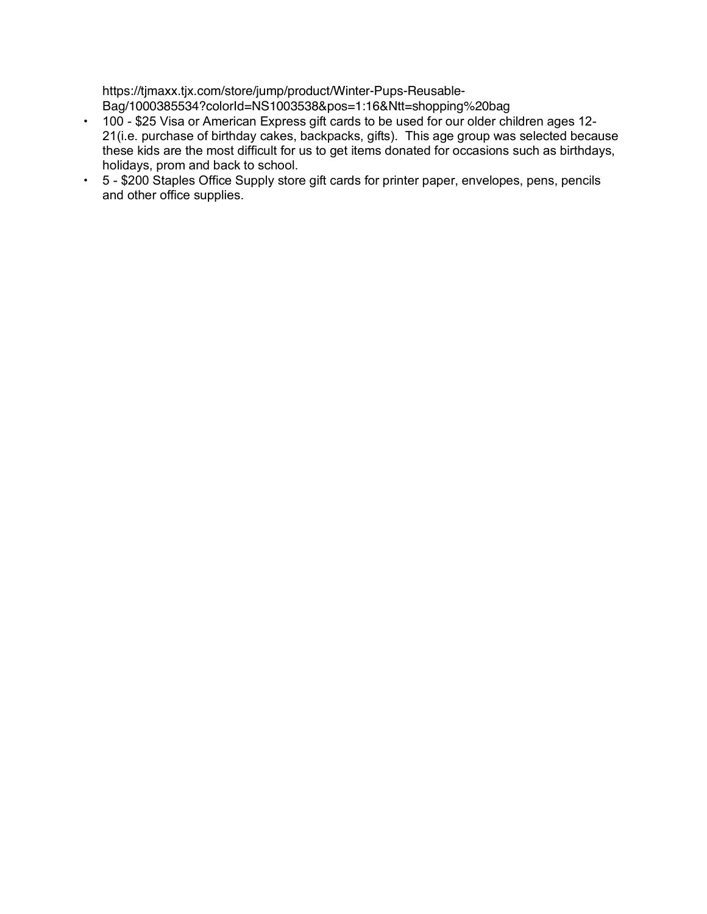https://tjmaxx.tjx.com/store/jump/product/Winter-Pups-Reusable-Bag/1000385534?colorId=NS1003538&pos=1:16&Ntt=shopping%20bag

- 100 - $25 Visa or American Express gift cards to be used for our older children ages 12-21(i.e. purchase of birthday cakes, backpacks, gifts). This age group was selected because these kids are the most difficult for us to get items donated for occasions such as birthdays, holidays, prom and back to school.
- 5 - $200 Staples Office Supply store gift cards for printer paper, envelopes, pens, pencils and other office supplies.